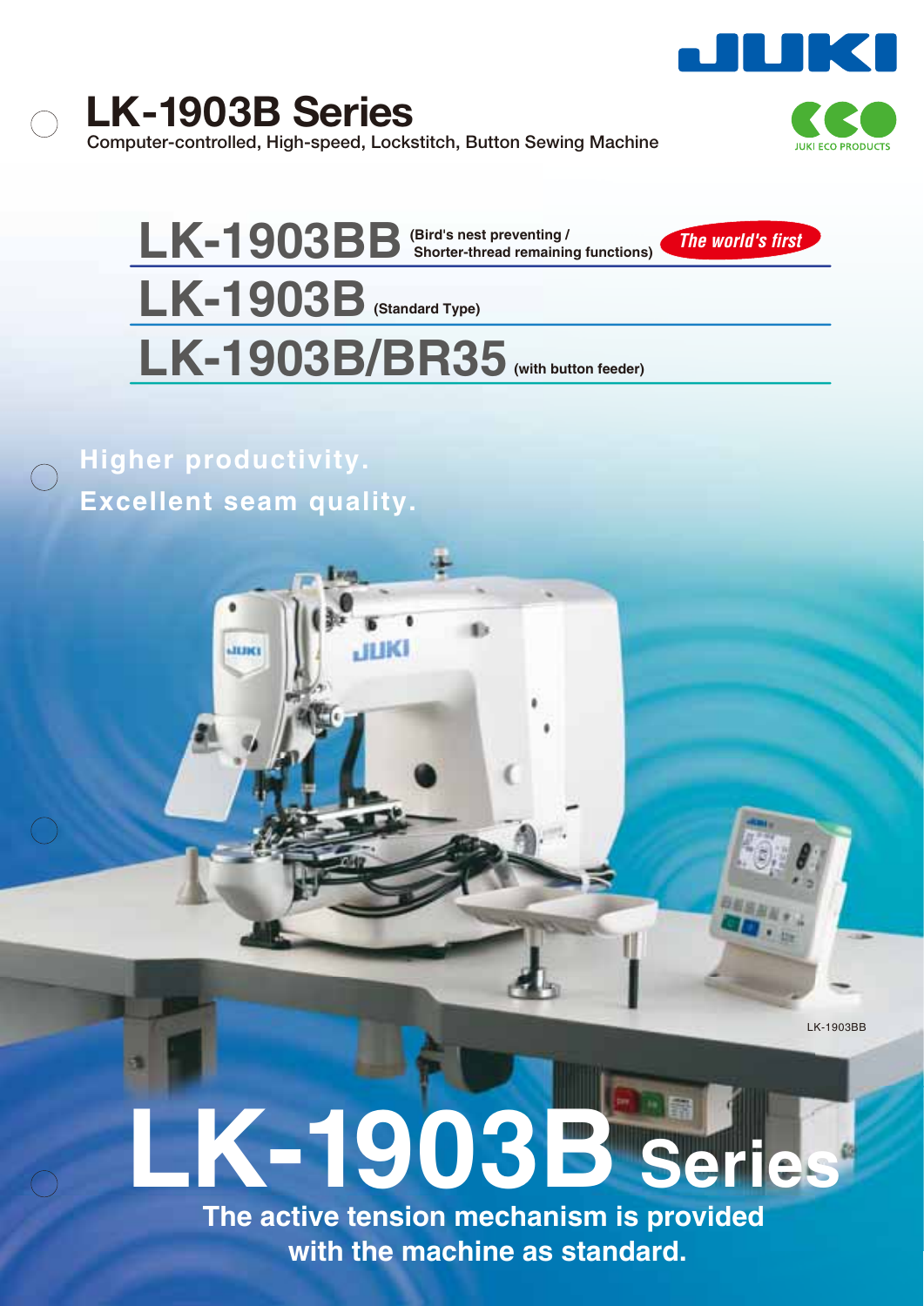# LK-1903B Series

Computer-controlled, High-speed, Lockstitch, Button Sewing Machine

JUKI ECO PRODUCTS

## LK-1903BB (Bird's nest preventing / Shorter-thread remaining functions)

*The world's first*

## LK-1903B (Standard Type)

## LK-1903B/BR35 (with button feeder)

**Higher productivity.**
**Excellent seam quality.**

LK-1903BB

# LK-1903B Series

**The active tension mechanism is provided with the machine as standard.**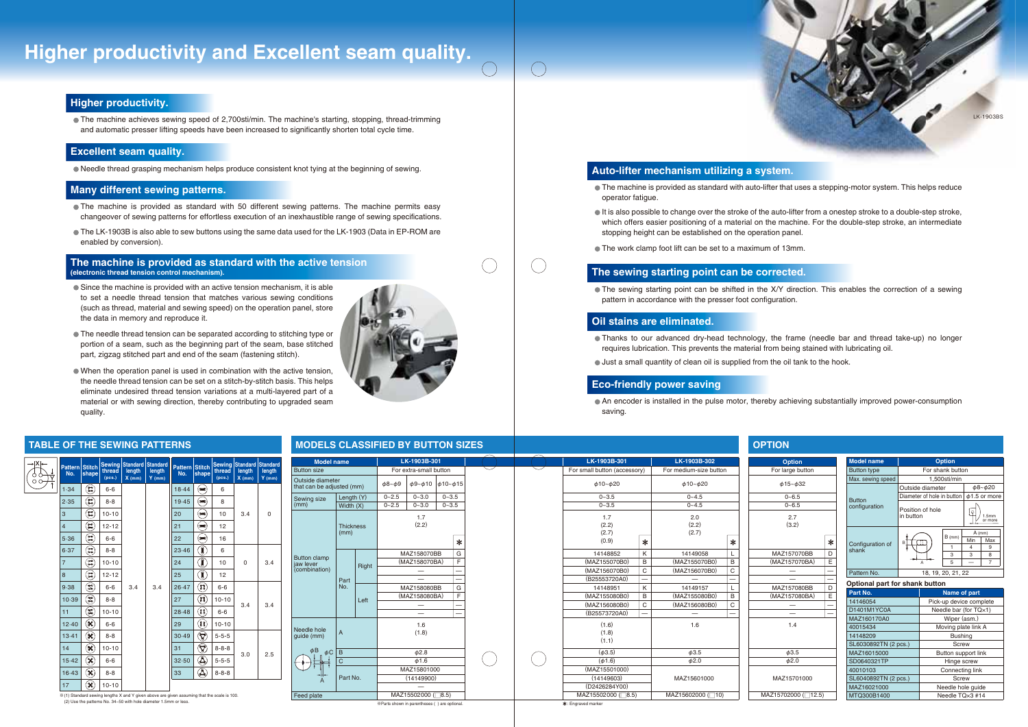# Higher productivity and Excellent seam quality.

## Higher productivity.

- The machine achieves sewing speed of 2,700sti/min. The machine's starting, stopping, thread-trimming and automatic presser lifting speeds have been increased to significantly shorten total cycle time.

## Excellent seam quality.

- Needle thread grasping mechanism helps produce consistent knot tying at the beginning of sewing.

## Many different sewing patterns.

- The machine is provided as standard with 50 different sewing patterns. The machine permits easy changeover of sewing patterns for effortless execution of an inexhaustible range of sewing specifications.
- The LK-1903B is also able to sew buttons using the same data used for the LK-1903 (Data in EP-ROM are enabled by conversion).

## The machine is provided as standard with the active tension (electronic thread tension control mechanism).

- Since the machine is provided with an active tension mechanism, it is able to set a needle thread tension that matches various sewing conditions (such as thread, material and sewing speed) on the operation panel, store the data in memory and reproduce it.
- The needle thread tension can be separated according to stitching type or portion of a seam, such as the beginning part of the seam, base stitched part, zigzag stitched part and end of the seam (fastening stitch).
- When the operation panel is used in combination with the active tension, the needle thread tension can be set on a stitch-by-stitch basis. This helps eliminate undesired thread tension variations at a multi-layered part of a material or with sewing direction, thereby contributing to upgraded seam quality.

LK-1903BS

## Auto-lifter mechanism utilizing a system.

- The machine is provided as standard with auto-lifter that uses a stepping-motor system. This helps reduce operator fatigue.
- It is also possible to change over the stroke of the auto-lifter from a onestep stroke to a double-step stroke, which offers easier positioning of a material on the machine. For the double-step stroke, an intermediate stopping height can be established on the operation panel.
- The work clamp foot lift can be set to a maximum of 13mm.

## The sewing starting point can be corrected.

- The sewing starting point can be shifted in the X/Y direction. This enables the correction of a sewing pattern in accordance with the presser foot configuration.

## Oil stains are eliminated.

- Thanks to our advanced dry-head technology, the frame (needle bar and thread take-up) no longer requires lubrication. This prevents the material from being stained with lubricating oil.
- Just a small quantity of clean oil is supplied from the oil tank to the hook.

## Eco-friendly power saving

- An encoder is installed in the pulse motor, thereby achieving substantially improved power-consumption saving.

## TABLE OF THE SEWING PATTERNS

| Pattern No. | Stitch shape | Sewing thread (pcs.) | Standard length X (mm) | Standard length Y (mm) | Pattern No. | Stitch shape | Sewing thread (pcs.) | Standard length X (mm) | Standard length Y (mm) |
|---|---|---|---|---|---|---|---|---|---|
| 1·34 | | 6-6 | 3.4 | 3.4 | 18·44 | | 6 | 3.4 | 0 |
| 2·35 | | 8-8 | | | 19·45 | | 8 | | |
| 3 | | 10-10 | | | 20 | | 10 | | |
| 4 | | 12-12 | | | 21 | | 12 | | |
| 5·36 | | 6-6 | | | 22 | | 16 | | |
| 6·37 | | 8-8 | | | 23·46 | | 6 | 0 | 3.4 |
| 7 | | 10-10 | | | 24 | | 10 | | |
| 8 | | 12-12 | | | 25 | | 12 | | |
| 9·38 | | 6-6 | | | 26·47 | | 6-6 | 3.4 | 3.4 |
| 10·39 | | 8-8 | | | 27 | | 10-10 | | |
| 11 | | 10-10 | | | 28·48 | | 6-6 | | |
| 12·40 | | 6-6 | | | 29 | | 10-10 | | |
| 13·41 | | 8-8 | | | 30·49 | | 5-5-5 | 3.0 | 2.5 |
| 14 | | 10-10 | | | 31 | | 8-8-8 | | |
| 15·42 | | 6-6 | | | 32·50 | | 5-5-5 | | |
| 16·43 | | 8-8 | | | 33 | | 8-8-8 | | |
| 17 | | 10-10 | | | | | | | |

※ (1) Standard sewing lengths X and Y given above are given assuming that the scale is 100.
(2) Use the patterns No. 34~50 with hole diameter 1.5mm or less.

## MODELS CLASSIFIED BY BUTTON SIZES

| Model name | | | LK-1903B-301 | | | | LK-1903B-301 | | LK-1903B-302 | | Option | |
|---|---|---|---|---|---|---|---|---|---|---|---|---|
| Button size | | | For extra-small button | | | | For small button (accessory) | | For medium-size button | | For large button | |
| Outside diameter that can be adjusted (mm) | | | ϕ8~ϕ9 | ϕ9~ϕ10 | ϕ10~ϕ15 | | ϕ10~ϕ20 | | ϕ10~ϕ20 | | ϕ15~ϕ32 | |
| Sewing size (mm) | Length (Y) | | 0~2.5 | 0~3.0 | 0~3.5 | | 0~3.5 | | 0~4.5 | | 0~6.5 | |
| | Width (X) | | 0~2.5 | 0~3.0 | 0~3.5 | | 0~3.5 | | 0~4.5 | | 0~6.5 | |
| Button clamp jaw lever (combination) | Thickness (mm) | | 1.7 (2.2) | | | * | 1.7 (2.2) (2.7) (0.9) | * | 2.0 (2.2) (2.7) | * | 2.7 (3.2) | * |
| | Part No. | Right | MAZ158070BB | | | G | 14148852 | K | 14149058 | L | MAZ157070BB | D |
| | | | (MAZ158070BA) | | | F | (MAZ155070B0) | B | (MAZ155070B0) | B | (MAZ157070BA) | E |
| | | | — | | | — | (MAZ156070B0) | C | (MAZ156070B0) | C | — | — |
| | | | — | | | — | (B25553720A0) | — | — | — | — | — |
| | | Left | MAZ158080BB | | | G | 14148951 | K | 14149157 | L | MAZ157080BB | D |
| | | | (MAZ158080BA) | | | F | (MAZ155080B0) | B | (MAZ155080B0) | B | (MAZ157080BA) | E |
| | | | — | | | — | (MAZ156080B0) | C | (MAZ156080B0) | C | — | — |
| | | | — | | | — | (B25573720A0) | — | — | — | — | — |
| Needle hole guide (mm) | A | | 1.6 (1.8) | | | | (1.6) (1.8) (1.1) | | 1.6 | | 1.4 | |
| ϕB ϕC | B | | ϕ2.8 | | | | (ϕ3.5) | | ϕ3.5 | | ϕ3.5 | |
| | C | | ϕ1.6 | | | | (ϕ1.6) | | ϕ2.0 | | ϕ2.0 | |
| | Part No. | | MAZ15801000 (14149900) — | | | | (MAZ15501000) (14149603) (D2426284Y00) | | MAZ15601000 | | MAZ15701000 | |
| Feed plate | | | MAZ15502000 (□8.5) | | | | MAZ15502000 (□8.5) | | MAZ15602000 (□10) | | MAZ15702000 (□12.5) | |

※Parts shown in parentheses ( ) are optional.
✱: Engraved marker

## OPTION

| Model name | | Option | |
|---|---|---|---|
| Button type | | For shank button | |
| Max. sewing speed | | 1,500sti/min | |
| Button configuration | Outside diameter | ϕ8~ϕ20 | |
| | Diameter of hole in button | ϕ1.5 or more | |
| | Position of hole in button | 1.5mm or more | |
| Configuration of shank | B (mm) | A (mm) Min | A (mm) Max |
| | 1 | 4 | 9 |
| | 3 | 3 | 8 |
| | 5 | — | 7 |
| Pattern No. | | 18, 19, 20, 21, 22 | |

### Optional part for shank button

| Part No. | Name of part |
|---|---|
| 14146054 | Pick-up device complete |
| D1401M1YC0A | Needle bar (for TQ×1) |
| MAZ160170A0 | Wiper (asm.) |
| 40015434 | Moving plate link A |
| 14148209 | Bushing |
| SL6030892TN (2 pcs.) | Screw |
| MAZ16015000 | Button support link |
| SD0640321TP | Hinge screw |
| 40010103 | Connecting link |
| SL6040892TN (2 pcs.) | Screw |
| MAZ16021000 | Needle hole guide |
| MTQ300B1400 | Needle TQ×3 #14 |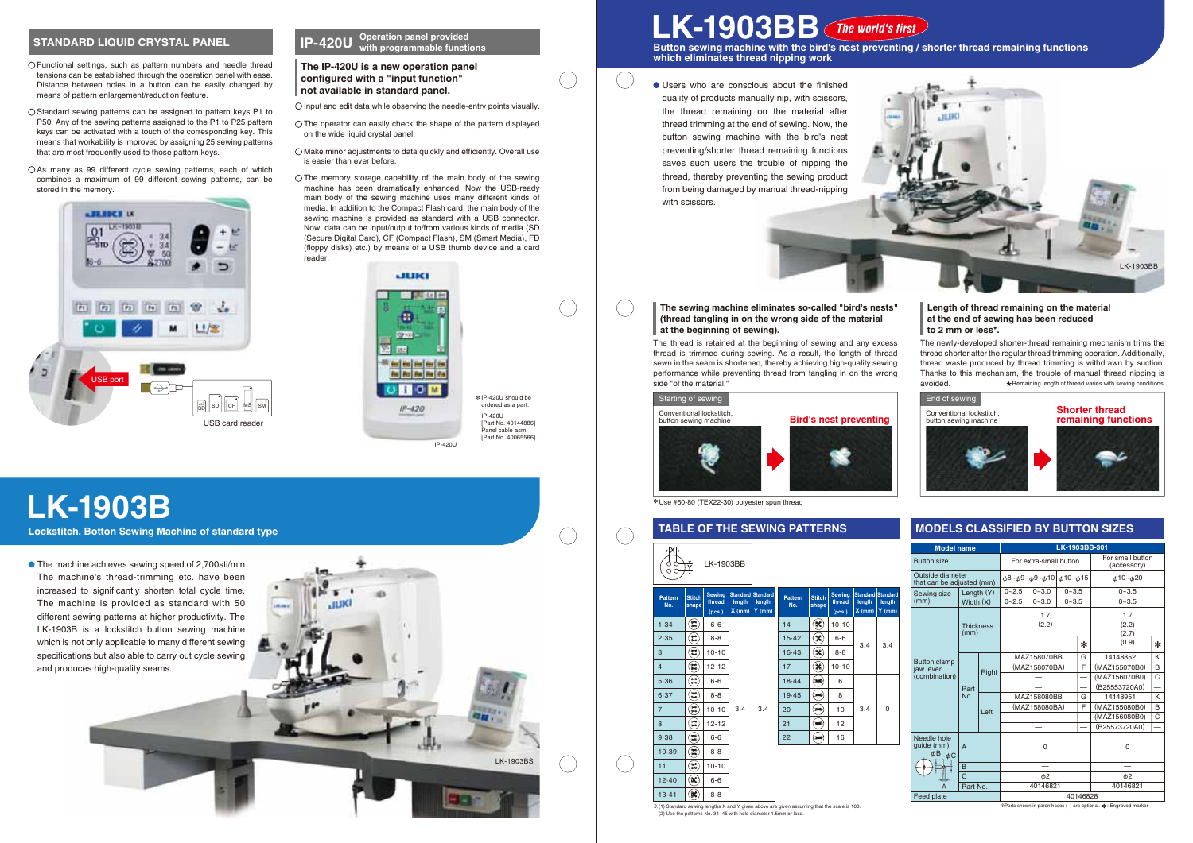## STANDARD LIQUID CRYSTAL PANEL

- Functional settings, such as pattern numbers and needle thread tensions can be established through the operation panel with ease. Distance between holes in a button can be easily changed by means of pattern enlargement/reduction feature.
- Standard sewing patterns can be assigned to pattern keys P1 to P50. Any of the sewing patterns assigned to the P1 to P25 pattern keys can be activated with a touch of the corresponding key. This means that workability is improved by assigning 25 sewing patterns that are most frequently used to those pattern keys.
- As many as 99 different cycle sewing patterns, each of which combines a maximum of 99 different sewing patterns, can be stored in the memory.

USB port

USB card reader

## IP-420U Operation panel provided with programmable functions

**The IP-420U is a new operation panel configured with a "input function" not available in standard panel.**

- Input and edit data while observing the needle-entry points visually.
- The operator can easily check the shape of the pattern displayed on the wide liquid crystal panel.
- Make minor adjustments to data quickly and efficiently. Overall use is easier than ever before.
- The memory storage capability of the main body of the sewing machine has been dramatically enhanced. Now the USB-ready main body of the sewing machine uses many different kinds of media. In addition to the Compact Flash card, the main body of the sewing machine is provided as standard with a USB connector. Now, data can be input/output to/from various kinds of media (SD (Secure Digital Card), CF (Compact Flash), SM (Smart Media), FD (floppy disks) etc.) by means of a USB thumb device and a card reader.

* IP-420U should be ordered as a part.

IP-420U
[Part No. 40144886]
Panel cable asm.
[Part No. 40065566]

IP-420U

# LK-1903B

**Lockstitch, Botton Sewing Machine of standard type**

- The machine achieves sewing speed of 2,700sti/min The machine's thread-trimming etc. have been increased to significantly shorten total cycle time. The machine is provided as standard with 50 different sewing patterns at higher productivity. The LK-1903B is a lockstitch button sewing machine which is not only applicable to many different sewing specifications but also able to carry out cycle sewing and produces high-quality seams.

LK-1903BS

# LK-1903BB The world's first

**Button sewing machine with the bird's nest preventing / shorter thread remaining functions which eliminates thread nipping work**

- Users who are conscious about the finished quality of products manually nip, with scissors, the thread remaining on the material after thread trimming at the end of sewing. Now, the button sewing machine with the bird's nest preventing/shorter thread remaining functions saves such users the trouble of nipping the thread, thereby preventing the sewing product from being damaged by manual thread-nipping with scissors.

LK-1903BB

**The sewing machine eliminates so-called "bird's nests" (thread tangling in on the wrong side of the material at the beginning of sewing).**

The thread is retained at the beginning of sewing and any excess thread is trimmed during sewing. As a result, the length of thread sewn in the seam is shortened, thereby achieving high-quality sewing performance while preventing thread from tangling in on the wrong side of the material."

Starting of sewing

Conventional lockstitch, button sewing machine → Bird's nest preventing

*Use #60-80 (TEX22-30) polyester spun thread

**Length of thread remaining on the material at the end of sewing has been reduced to 2 mm or less*.**

The newly-developed shorter-thread remaining mechanism trims the thread shorter after the regular thread trimming operation. Additionally, thread waste produced by thread trimming is withdrawn by suction. Thanks to this mechanism, the trouble of manual thread nipping is avoided.

★Remaining length of thread varies with sewing conditions.

End of sewing

Conventional lockstitch, button sewing machine → Shorter thread remaining functions

## TABLE OF THE SEWING PATTERNS

LK-1903BB

| Pattern No. | Sewing thread (pcs.) | Standard length X (mm) | Standard length Y (mm) |
|---|---|---|---|
| 1·34 | 6-6 | 3.4 | 3.4 |
| 2·35 | 8-8 | | |
| 3 | 10-10 | | |
| 4 | 12-12 | | |
| 5·36 | 6-6 | | |
| 6·37 | 8-8 | | |
| 7 | 10-10 | | |
| 8 | 12-12 | | |
| 9·38 | 6-6 | | |
| 10·39 | 8-8 | | |
| 11 | 10-10 | | |
| 12·40 | 6-6 | | |
| 13·41 | 8-8 | | |
| 14 | 10-10 | 3.4 | 3.4 |
| 15·42 | 6-6 | | |
| 16·43 | 8-8 | | |
| 17 | 10-10 | | |
| 18·44 | 6 | 3.4 | 0 |
| 19·45 | 8 | | |
| 20 | 10 | | |
| 21 | 12 | | |
| 22 | 16 | | |

※(1) Standard sewing lengths X and Y given above are given assuming that the scale is 100.
(2) Use the patterns No. 34~45 with hole diameter 1.5mm or less.

## MODELS CLASSIFIED BY BUTTON SIZES

| Model name | | | LK-1903BB-301 | | | | | |
|---|---|---|---|---|---|---|---|---|
| Button size | | | For extra-small button | | | | For small button (accessory) | |
| Outside diameter that can be adjusted (mm) | | | φ8~φ9 | φ9~φ10 | φ10~φ15 | | φ10~φ20 | |
| Sewing size (mm) | Length (Y) | | 0~2.5 | 0~3.0 | 0~3.5 | | 0~3.5 | |
| | Width (X) | | 0~2.5 | 0~3.0 | 0~3.5 | | 0~3.5 | |
| Button clamp jaw lever (combination) | Thickness (mm) | | 1.7 (2.2) | | | ✱ | 1.7 (2.2) (2.7) (0.9) | ✱ |
| | Part No. | Right | MAZ158070BB | | | G | 14148852 | K |
| | | | (MAZ158070BA) | | | F | (MAZ155070B0) | B |
| | | | — | | | — | (MAZ156070B0) | C |
| | | | — | | | — | (B25553720A0) | — |
| | | Left | MAZ158080BB | | | G | 14148951 | K |
| | | | (MAZ158080BA) | | | F | (MAZ155080B0) | B |
| | | | — | | | — | (MAZ156080B0) | C |
| | | | — | | | — | (B25573720A0) | — |
| Needle hole guide (mm) | A | | 0 | | | | 0 | |
| | B | | — | | | | — | |
| | C | | φ2 | | | | φ2 | |
| | Part No. | | 40146821 | | | | 40146821 | |
| Feed plate | | | 40146828 | | | | | |

※Parts shown in parentheses ( ) are optional. ✱: Engraved marker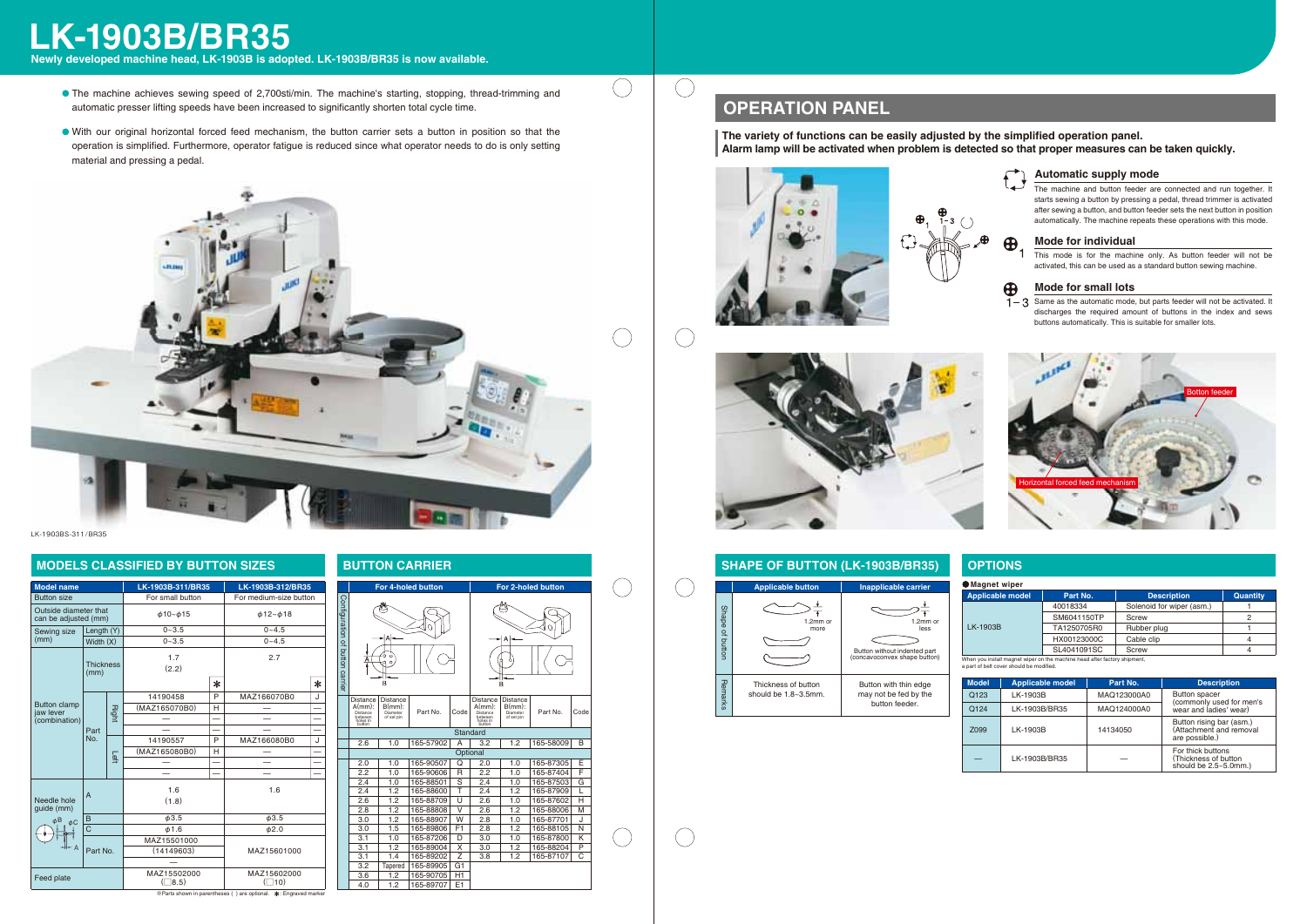# LK-1903B/BR35

**Newly developed machine head, LK-1903B is adopted. LK-1903B/BR35 is now available.**

- The machine achieves sewing speed of 2,700sti/min. The machine's starting, stopping, thread-trimming and automatic presser lifting speeds have been increased to significantly shorten total cycle time.
- With our original horizontal forced feed mechanism, the button carrier sets a button in position so that the operation is simplified. Furthermore, operator fatigue is reduced since what operator needs to do is only setting material and pressing a pedal.

LK-1903BS-311/BR35

## MODELS CLASSIFIED BY BUTTON SIZES

| Model name | | | LK-1903B-311/BR35 | | LK-1903B-312/BR35 | |
|---|---|---|---|---|---|---|
| Button size | | | For small button | | For medium-size button | |
| Outside diameter that can be adjusted (mm) | | | φ10~φ15 | | φ12~φ18 | |
| Sewing size (mm) | Length (Y) | | 0~3.5 | | 0~4.5 | |
| | Width (X) | | 0~3.5 | | 0~4.5 | |
| Button clamp jaw lever (combination) | Thickness (mm) | | 1.7 (2.2) | ✱ | 2.7 | ✱ |
| | Part No. | Right | 14190458 | P | MAZ16607080 | J |
| | | | (MAZ16507080) | H | — | — |
| | | | — | — | — | — |
| | | | — | — | — | — |
| | | Left | 14190557 | P | MAZ16608080 | J |
| | | | (MAZ16508080) | H | — | — |
| | | | — | — | — | — |
| | | | — | — | — | — |
| Needle hole guide (mm) | A | | 1.6 (1.8) | | 1.6 | |
| | B | | φ3.5 | | φ3.5 | |
| | C | | φ1.6 | | φ2.0 | |
| | Part No. | | MAZ15501000 (14149603) — | | MAZ15601000 | |
| Feed plate | | | MAZ15502000 (□8.5) | | MAZ15602000 (□10) | |

※Parts shown in parentheses ( ) are optional. ✱: Engraved marker

## BUTTON CARRIER

| For 4-holed button: Distance A(mm): Distance between holes in button | Distance B(mm): Diameter of set pin | Part No. | Code | For 2-holed button: Distance A(mm) | Distance B(mm) | Part No. | Code |
|---|---|---|---|---|---|---|---|
| Standard | | | | | | | |
| 2.6 | 1.0 | 165-57902 | A | 3.2 | 1.2 | 165-58009 | B |
| Optional | | | | | | | |
| 2.0 | 1.0 | 165-90507 | Q | 2.0 | 1.0 | 165-87305 | E |
| 2.2 | 1.0 | 165-90606 | R | 2.2 | 1.0 | 165-87404 | F |
| 2.4 | 1.0 | 165-88501 | S | 2.4 | 1.0 | 165-87503 | G |
| 2.4 | 1.2 | 165-88600 | T | 2.4 | 1.2 | 165-87909 | L |
| 2.6 | 1.2 | 165-88709 | U | 2.6 | 1.0 | 165-87602 | H |
| 2.8 | 1.2 | 165-88808 | V | 2.6 | 1.2 | 165-88006 | M |
| 3.0 | 1.2 | 165-88907 | W | 2.8 | 1.0 | 165-87701 | J |
| 3.0 | 1.5 | 165-89806 | F1 | 2.8 | 1.2 | 165-88105 | N |
| 3.1 | 1.0 | 165-87206 | D | 3.0 | 1.0 | 165-87800 | K |
| 3.1 | 1.2 | 165-89004 | X | 3.0 | 1.2 | 165-88204 | P |
| 3.1 | 1.4 | 165-89202 | Z | 3.8 | 1.2 | 165-87107 | C |
| 3.2 | Tapered | 165-89905 | G1 | | | | |
| 3.6 | 1.2 | 165-90705 | H1 | | | | |
| 4.0 | 1.2 | 165-89707 | E1 | | | | |

## OPERATION PANEL

**The variety of functions can be easily adjusted by the simplified operation panel.**
**Alarm lamp will be activated when problem is detected so that proper measures can be taken quickly.**

### Automatic supply mode

The machine and button feeder are connected and run together. It starts sewing a button by pressing a pedal, thread trimmer is activated after sewing a button, and button feeder sets the next button in position automatically. The machine repeats these operations with this mode.

### Mode for individual

This mode is for the machine only. As button feeder will not be activated, this can be used as a standard button sewing machine.

### Mode for small lots

Same as the automatic mode, but parts feeder will not be activated. It discharges the required amount of buttons in the index and sews buttons automatically. This is suitable for smaller lots.

Botton feeder

Horizontal forced feed mechanism

## SHAPE OF BUTTON (LK-1903B/BR35)

| | Applicable button | Inapplicable carrier |
|---|---|---|
| Shape of button | 1.2mm or more | 1.2mm or less; Button without indented part (concavoconvex shape button) |
| Remarks | Thickness of button should be 1.8~3.5mm. | Button with thin edge may not be fed by the button feeder. |

## OPTIONS

● **Magnet wiper**

| Applicable model | Part No. | Description | Quantity |
|---|---|---|---|
| LK-1903B | 40018334 | Solenoid for wiper (asm.) | 1 |
| | SM6041150TP | Screw | 2 |
| | TA1250705R0 | Rubber plug | 1 |
| | HX00123000C | Cable clip | 4 |
| | SL4041091SC | Screw | 4 |

When you install magnet wiper on the machine head after factory shipment, a part of belt cover should be modified.

| Model | Applicable model | Part No. | Description |
|---|---|---|---|
| Q123 | LK-1903B | MAQ123000A0 | Button spacer (commonly used for men's wear and ladies' wear) |
| Q124 | LK-1903B/BR35 | MAQ124000A0 | |
| Z099 | LK-1903B | 14134050 | Button rising bar (asm.) (Attachment and removal are possible.) |
| — | LK-1903B/BR35 | — | For thick buttons (Thickness of button should be 2.5~5.0mm.) |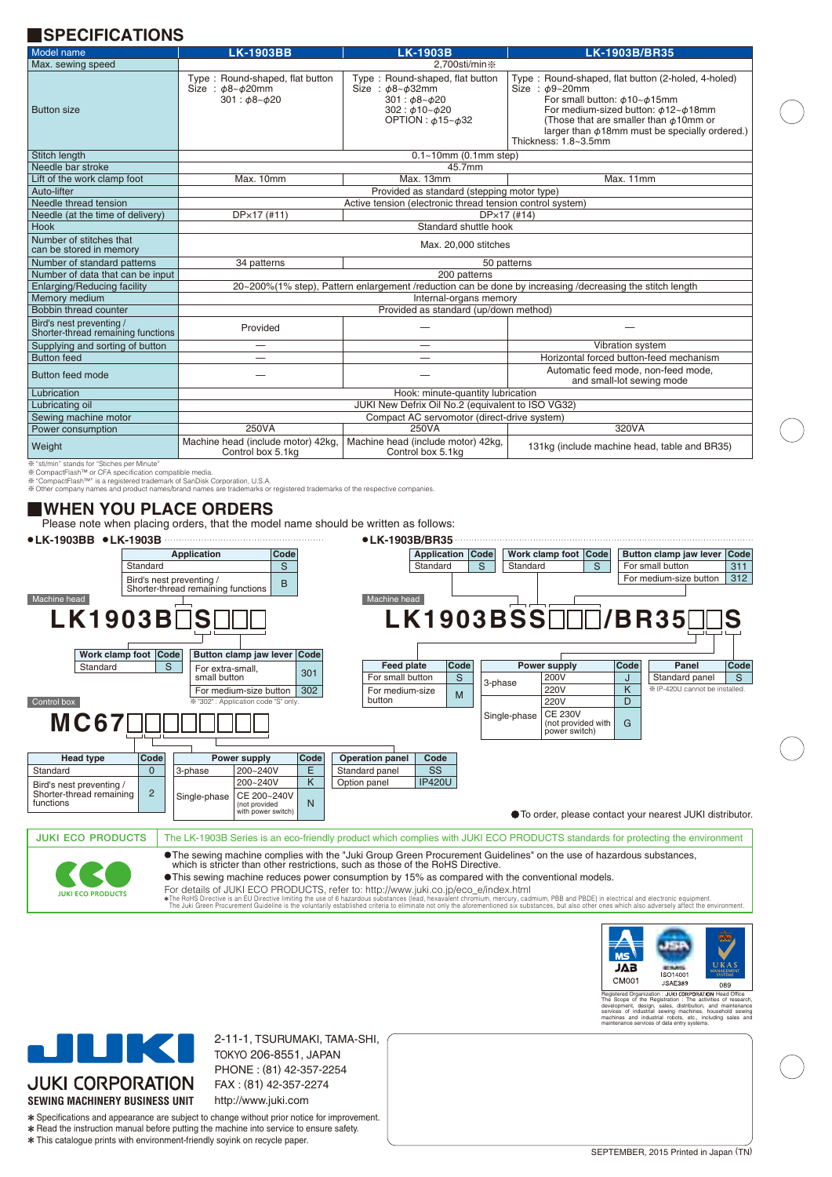## SPECIFICATIONS

| Model name | LK-1903BB | LK-1903B | LK-1903B/BR35 |
|---|---|---|---|
| Max. sewing speed | 2,700sti/min※ | | |
| Button size | Type : Round-shaped, flat button<br>Size : φ8~φ20mm<br>301 : φ8~φ20 | Type : Round-shaped, flat button<br>Size : φ8~φ32mm<br>301 : φ8~φ20<br>302 : φ10~φ20<br>OPTION : φ15~φ32 | Type : Round-shaped, flat button (2-holed, 4-holed)<br>Size : φ9~20mm<br>For small button: φ10~φ15mm<br>For medium-sized button: φ12~φ18mm<br>(Those that are smaller than φ10mm or larger than φ18mm must be specially ordered.)<br>Thickness: 1.8~3.5mm |
| Stitch length | 0.1~10mm (0.1mm step) | | |
| Needle bar stroke | 45.7mm | | |
| Lift of the work clamp foot | Max. 10mm | Max. 13mm | Max. 11mm |
| Auto-lifter | Provided as standard (stepping motor type) | | |
| Needle thread tension | Active tension (electronic thread tension control system) | | |
| Needle (at the time of delivery) | DP×17 (#11) | DP×17 (#14) | |
| Hook | Standard shuttle hook | | |
| Number of stitches that can be stored in memory | Max. 20,000 stitches | | |
| Number of standard patterns | 34 patterns | 50 patterns | |
| Number of data that can be input | 200 patterns | | |
| Enlarging/Reducing facility | 20~200%(1% step), Pattern enlargement /reduction can be done by increasing /decreasing the stitch length | | |
| Memory medium | Internal-organs memory | | |
| Bobbin thread counter | Provided as standard (up/down method) | | |
| Bird's nest preventing / Shorter-thread remaining functions | Provided | — | — |
| Supplying and sorting of button | — | — | Vibration system |
| Button feed | — | — | Horizontal forced button-feed mechanism |
| Button feed mode | — | — | Automatic feed mode, non-feed mode, and small-lot sewing mode |
| Lubrication | Hook: minute-quantity lubrication | | |
| Lubricating oil | JUKI New Defrix Oil No.2 (equivalent to ISO VG32) | | |
| Sewing machine motor | Compact AC servomotor (direct-drive system) | | |
| Power consumption | 250VA | 250VA | 320VA |
| Weight | Machine head (include motor) 42kg, Control box 5.1kg | Machine head (include motor) 42kg, Control box 5.1kg | 131kg (include machine head, table and BR35) |

※ "sti/min" stands for "Stiches per Minute"
※ CompactFlash™ or CFA specification compatible media.
※ "CompactFlash™" is a registered trademark of SanDisk Corporation, U.S.A.
※ Other company names and product names/brand names are trademarks or registered trademarks of the respective companies.

## WHEN YOU PLACE ORDERS

Please note when placing orders, that the model name should be written as follows:

### ●LK-1903BB ●LK-1903B

Machine head: **LK1903B□S□□□**

| Application | Code |
|---|---|
| Standard | S |
| Bird's nest preventing / Shorter-thread remaining functions | B |

| Work clamp foot | Code |
|---|---|
| Standard | S |

| Button clamp jaw lever | Code |
|---|---|
| For extra-small, small button | 301 |
| For medium-size button | 302 |

※ "302" : Application code "S" only.

Control box: **MC67□□□□□□□□**

| Head type | Code |
|---|---|
| Standard | 0 |
| Bird's nest preventing / Shorter-thread remaining functions | 2 |

| Power supply | | Code |
|---|---|---|
| 3-phase | 200~240V | E |
| Single-phase | 200~240V | K |
| Single-phase | CE 200~240V (not provided with power switch) | N |

| Operation panel | Code |
|---|---|
| Standard panel | SS |
| Option panel | IP420U |

### ●LK-1903B/BR35

Machine head: **LK1903BSS□□□/BR35□□S**

| Application | Code |
|---|---|
| Standard | S |

| Work clamp foot | Code |
|---|---|
| Standard | S |

| Button clamp jaw lever | Code |
|---|---|
| For small button | 311 |
| For medium-size button | 312 |

| Feed plate | Code |
|---|---|
| For small button | S |
| For medium-size button | M |

| Power supply | | Code |
|---|---|---|
| 3-phase | 200V | J |
| 3-phase | 220V | K |
| Single-phase | 220V | D |
| Single-phase | CE 230V (not provided with power switch) | G |

| Panel | Code |
|---|---|
| Standard panel | S |

※ IP-420U cannot be installed.

●To order, please contact your nearest JUKI distributor.

**JUKI ECO PRODUCTS** — The LK-1903B Series is an eco-friendly product which complies with JUKI ECO PRODUCTS standards for protecting the environment

- The sewing machine complies with the "Juki Group Green Procurement Guidelines" on the use of hazardous substances, which is stricter than other restrictions, such as those of the RoHS Directive.
- This sewing machine reduces power consumption by 15% as compared with the conventional models.

For details of JUKI ECO PRODUCTS, refer to: http://www.juki.co.jp/eco_e/index.html

*The RoHS Directive is an EU Directive limiting the use of 6 hazardous substances (lead, hexavalent chromium, mercury, cadmium, PBB and PBDE) in electrical and electronic equipment. The Juki Green Procurement Guideline is the voluntarily established criteria to eliminate not only the aforementioned six substances, but also other ones which also adversely affect the environment.

CM001 ISO14001 JSAE389 089

Registered Organization : JUKI CORPORATION Head Office
The Scope of the Registration : The activities of research, development, design, sales, distribution, and maintenance services of industrial sewing machines, household sewing machines and industrial robots, etc., including sales and maintenance services of data entry systems.

JUKI CORPORATION
SEWING MACHINERY BUSINESS UNIT

2-11-1, TSURUMAKI, TAMA-SHI,
TOKYO 206-8551, JAPAN
PHONE : (81) 42-357-2254
FAX : (81) 42-357-2274
http://www.juki.com

* Specifications and appearance are subject to change without prior notice for improvement.
* Read the instruction manual before putting the machine into service to ensure safety.
* This catalogue prints with environment-friendly soyink on recycle paper.

SEPTEMBER, 2015 Printed in Japan (TN)